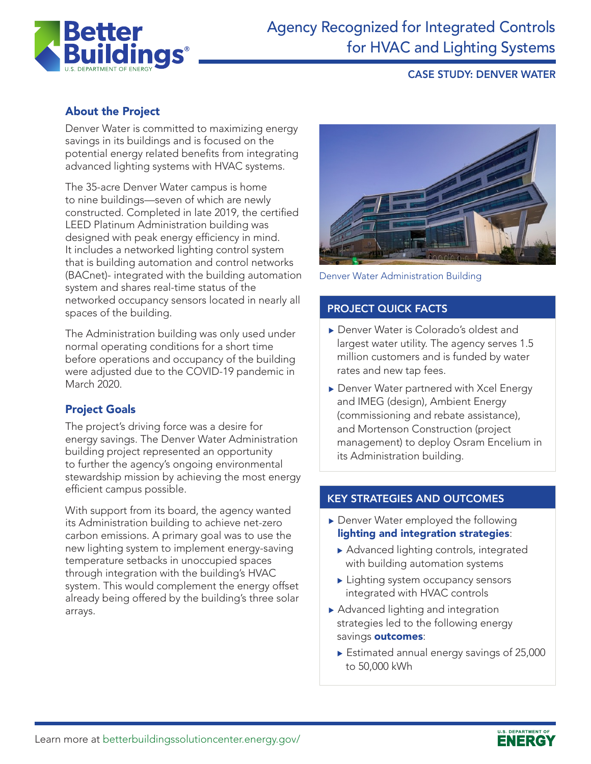# Agency Recognized for Integrated Controls for HVAC and Lighting Systems

**CASE STUDY: DENVER WATER**

## About the Project

Denver Water is committed to maximizing energy savings in its buildings and is focused on the potential energy related benefits from integrating advanced lighting systems with HVAC systems.

The 35-acre Denver Water campus is home to nine buildings—seven of which are newly constructed. Completed in late 2019, the certified LEED Platinum Administration building was designed with peak energy efficiency in mind. It includes a networked lighting control system that is building automation and control networks (BACnet)- integrated with the building automation system and shares real-time status of the networked occupancy sensors located in nearly all spaces of the building.

The Administration building was only used under normal operating conditions for a short time before operations and occupancy of the building were adjusted due to the COVID-19 pandemic in March 2020.

## Project Goals

The project's driving force was a desire for energy savings. The Denver Water Administration building project represented an opportunity to further the agency's ongoing environmental stewardship mission by achieving the most energy efficient campus possible.

With support from its board, the agency wanted its Administration building to achieve net-zero carbon emissions. A primary goal was to use the new lighting system to implement energy-saving temperature setbacks in unoccupied spaces through integration with the building's HVAC system. This would complement the energy offset already being offered by the building's three solar arrays.

Denver Water Administration Building

### PROJECT QUICK FACTS

- Denver Water is Colorado's oldest and largest water utility. The agency serves 1.5 million customers and is funded by water rates and new tap fees.
- Denver Water partnered with Xcel Energy and IMEG (design), Ambient Energy (commissioning and rebate assistance), and Mortenson Construction (project management) to deploy Osram Encelium in its Administration building.

### KEY STRATEGIES AND OUTCOMES

- Denver Water employed the following **lighting and integration strategies**:
  - Advanced lighting controls, integrated with building automation systems
  - Lighting system occupancy sensors integrated with HVAC controls
- Advanced lighting and integration strategies led to the following energy savings **outcomes**:
  - Estimated annual energy savings of 25,000 to 50,000 kWh

Learn more at betterbuildingssolutioncenter.energy.gov/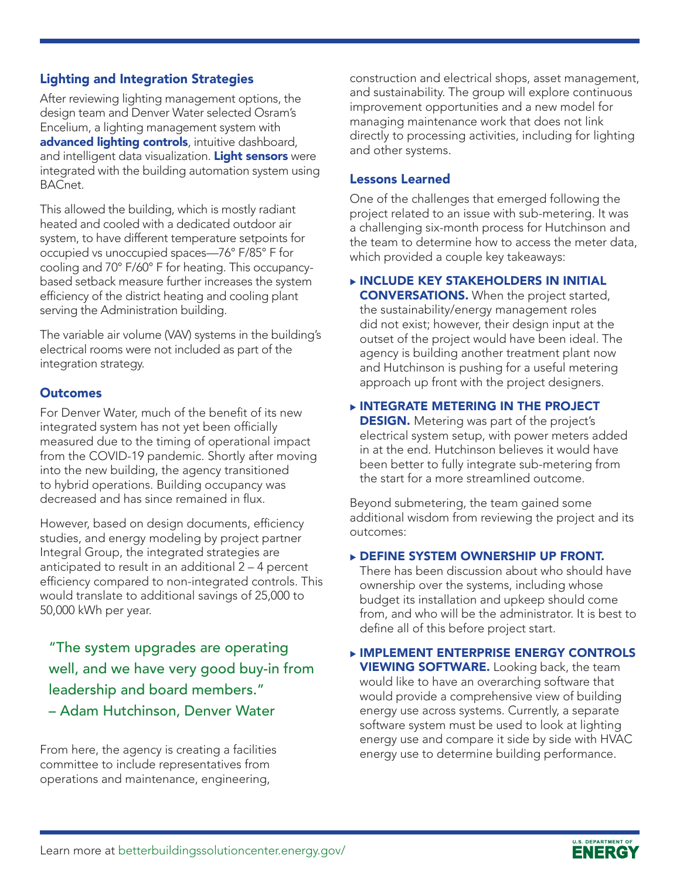## Lighting and Integration Strategies

After reviewing lighting management options, the design team and Denver Water selected Osram's Encelium, a lighting management system with **advanced lighting controls**, intuitive dashboard, and intelligent data visualization. **Light sensors** were integrated with the building automation system using BACnet.

This allowed the building, which is mostly radiant heated and cooled with a dedicated outdoor air system, to have different temperature setpoints for occupied vs unoccupied spaces—76° F/85° F for cooling and 70° F/60° F for heating. This occupancy-based setback measure further increases the system efficiency of the district heating and cooling plant serving the Administration building.

The variable air volume (VAV) systems in the building's electrical rooms were not included as part of the integration strategy.

## Outcomes

For Denver Water, much of the benefit of its new integrated system has not yet been officially measured due to the timing of operational impact from the COVID-19 pandemic. Shortly after moving into the new building, the agency transitioned to hybrid operations. Building occupancy was decreased and has since remained in flux.

However, based on design documents, efficiency studies, and energy modeling by project partner Integral Group, the integrated strategies are anticipated to result in an additional 2 – 4 percent efficiency compared to non-integrated controls. This would translate to additional savings of 25,000 to 50,000 kWh per year.

> "The system upgrades are operating well, and we have very good buy-in from leadership and board members."
> – Adam Hutchinson, Denver Water

From here, the agency is creating a facilities committee to include representatives from operations and maintenance, engineering, construction and electrical shops, asset management, and sustainability. The group will explore continuous improvement opportunities and a new model for managing maintenance work that does not link directly to processing activities, including for lighting and other systems.

## Lessons Learned

One of the challenges that emerged following the project related to an issue with sub-metering. It was a challenging six-month process for Hutchinson and the team to determine how to access the meter data, which provided a couple key takeaways:

- **INCLUDE KEY STAKEHOLDERS IN INITIAL CONVERSATIONS.** When the project started, the sustainability/energy management roles did not exist; however, their design input at the outset of the project would have been ideal. The agency is building another treatment plant now and Hutchinson is pushing for a useful metering approach up front with the project designers.
- **INTEGRATE METERING IN THE PROJECT DESIGN.** Metering was part of the project's electrical system setup, with power meters added in at the end. Hutchinson believes it would have been better to fully integrate sub-metering from the start for a more streamlined outcome.

Beyond submetering, the team gained some additional wisdom from reviewing the project and its outcomes:

- **DEFINE SYSTEM OWNERSHIP UP FRONT.** There has been discussion about who should have ownership over the systems, including whose budget its installation and upkeep should come from, and who will be the administrator. It is best to define all of this before project start.
- **IMPLEMENT ENTERPRISE ENERGY CONTROLS VIEWING SOFTWARE.** Looking back, the team would like to have an overarching software that would provide a comprehensive view of building energy use across systems. Currently, a separate software system must be used to look at lighting energy use and compare it side by side with HVAC energy use to determine building performance.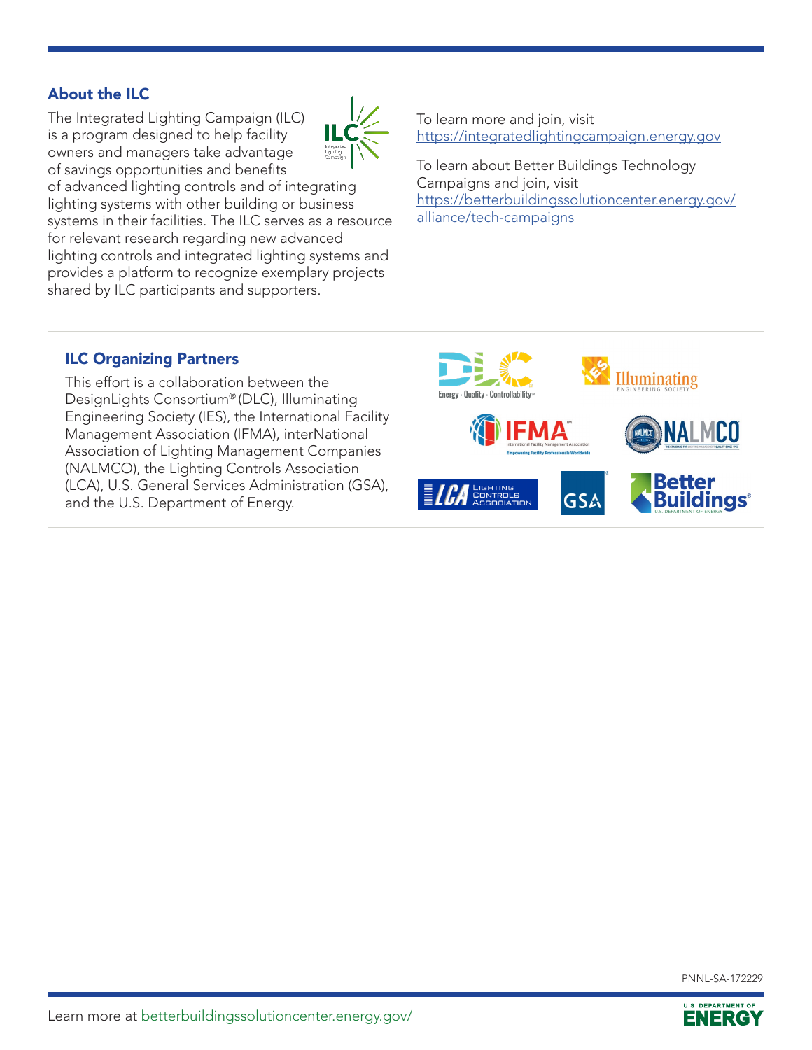## About the ILC

The Integrated Lighting Campaign (ILC) is a program designed to help facility owners and managers take advantage of savings opportunities and benefits of advanced lighting controls and of integrating lighting systems with other building or business systems in their facilities. The ILC serves as a resource for relevant research regarding new advanced lighting controls and integrated lighting systems and provides a platform to recognize exemplary projects shared by ILC participants and supporters.

To learn more and join, visit https://integratedlightingcampaign.energy.gov

To learn about Better Buildings Technology Campaigns and join, visit https://betterbuildingssolutioncenter.energy.gov/alliance/tech-campaigns

### ILC Organizing Partners

This effort is a collaboration between the DesignLights Consortium® (DLC), Illuminating Engineering Society (IES), the International Facility Management Association (IFMA), interNational Association of Lighting Management Companies (NALMCO), the Lighting Controls Association (LCA), U.S. General Services Administration (GSA), and the U.S. Department of Energy.

PNNL-SA-172229

Learn more at betterbuildingssolutioncenter.energy.gov/